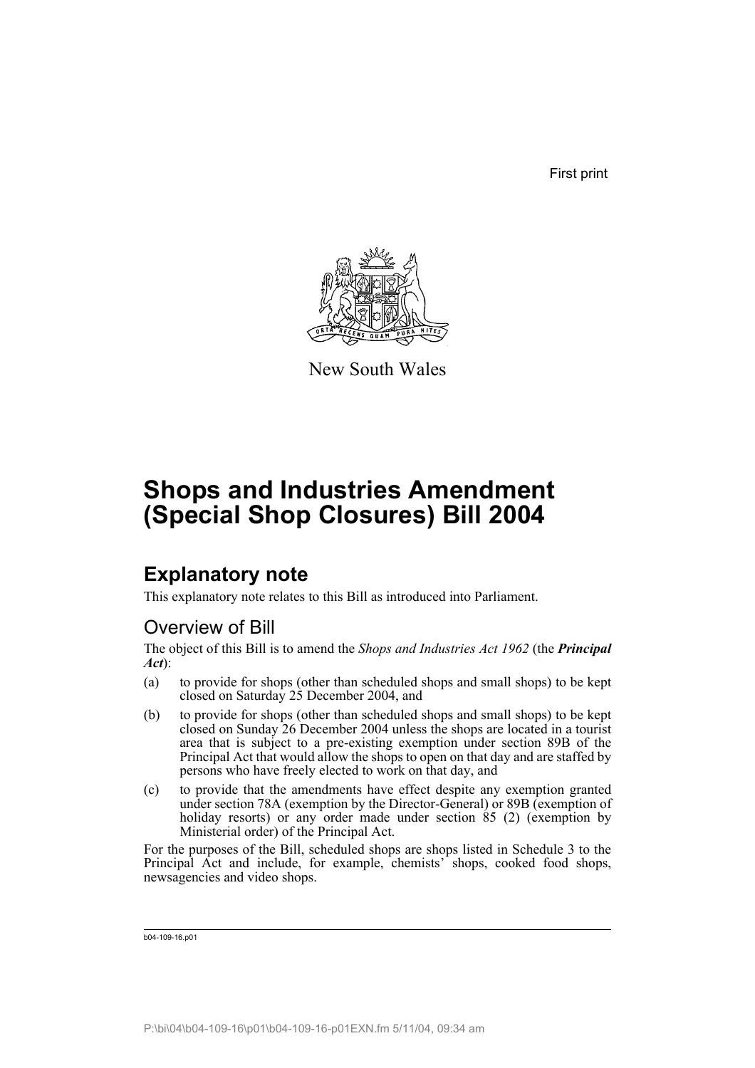First print

New South Wales

# Shops and Industries Amendment (Special Shop Closures) Bill 2004

## Explanatory note

This explanatory note relates to this Bill as introduced into Parliament.

### Overview of Bill

The object of this Bill is to amend the *Shops and Industries Act 1962* (the ***Principal Act***):

(a) to provide for shops (other than scheduled shops and small shops) to be kept closed on Saturday 25 December 2004, and

(b) to provide for shops (other than scheduled shops and small shops) to be kept closed on Sunday 26 December 2004 unless the shops are located in a tourist area that is subject to a pre-existing exemption under section 89B of the Principal Act that would allow the shops to open on that day and are staffed by persons who have freely elected to work on that day, and

(c) to provide that the amendments have effect despite any exemption granted under section 78A (exemption by the Director-General) or 89B (exemption of holiday resorts) or any order made under section 85 (2) (exemption by Ministerial order) of the Principal Act.

For the purposes of the Bill, scheduled shops are shops listed in Schedule 3 to the Principal Act and include, for example, chemists' shops, cooked food shops, newsagencies and video shops.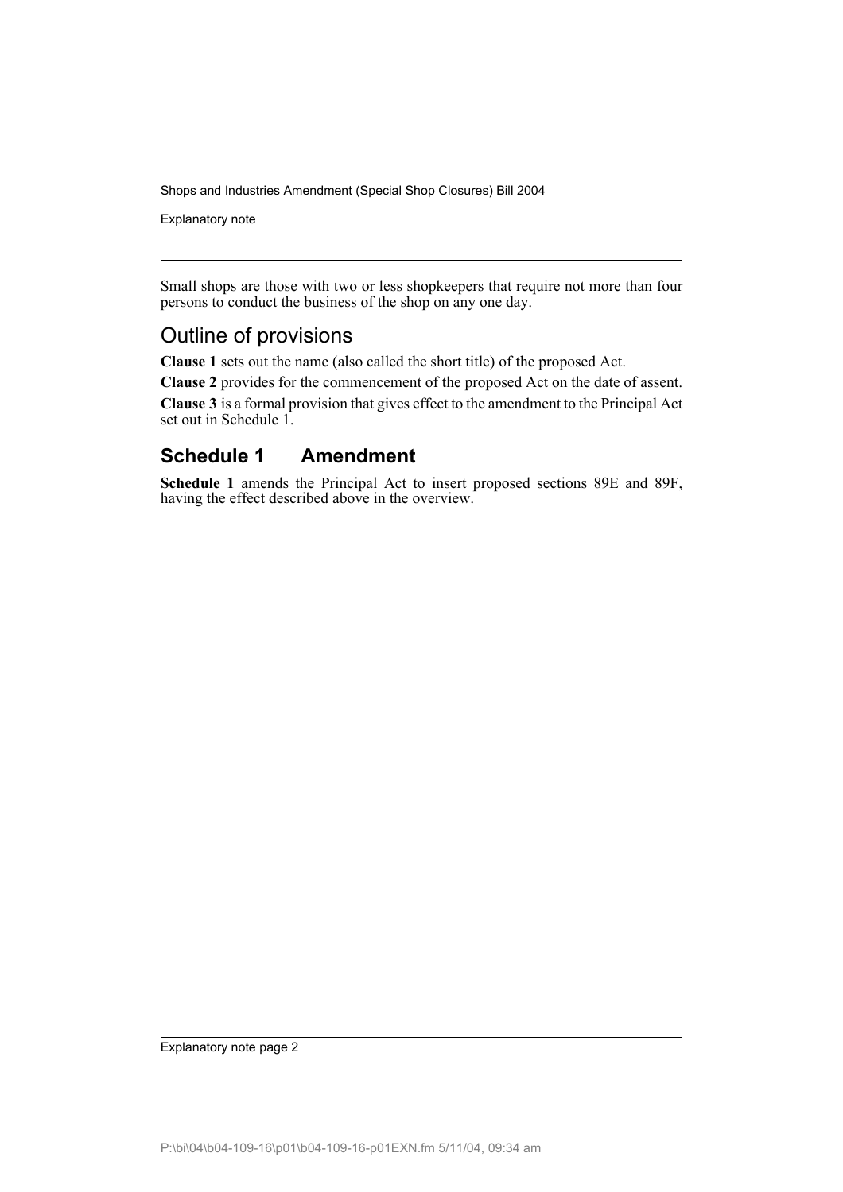Small shops are those with two or less shopkeepers that require not more than four persons to conduct the business of the shop on any one day.

## Outline of provisions

**Clause 1** sets out the name (also called the short title) of the proposed Act.

**Clause 2** provides for the commencement of the proposed Act on the date of assent.

**Clause 3** is a formal provision that gives effect to the amendment to the Principal Act set out in Schedule 1.

## Schedule 1 Amendment

**Schedule 1** amends the Principal Act to insert proposed sections 89E and 89F, having the effect described above in the overview.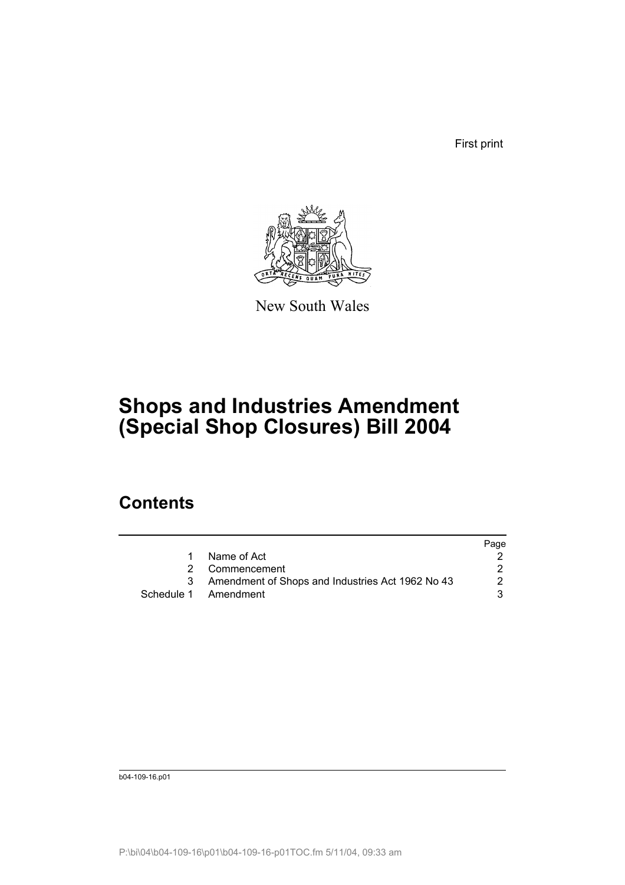First print

New South Wales

# Shops and Industries Amendment (Special Shop Closures) Bill 2004

## Contents

| | | Page |
|---|---|---|
| 1 | Name of Act | 2 |
| 2 | Commencement | 2 |
| 3 | Amendment of Shops and Industries Act 1962 No 43 | 2 |
| Schedule 1 | Amendment | 3 |

b04-109-16.p01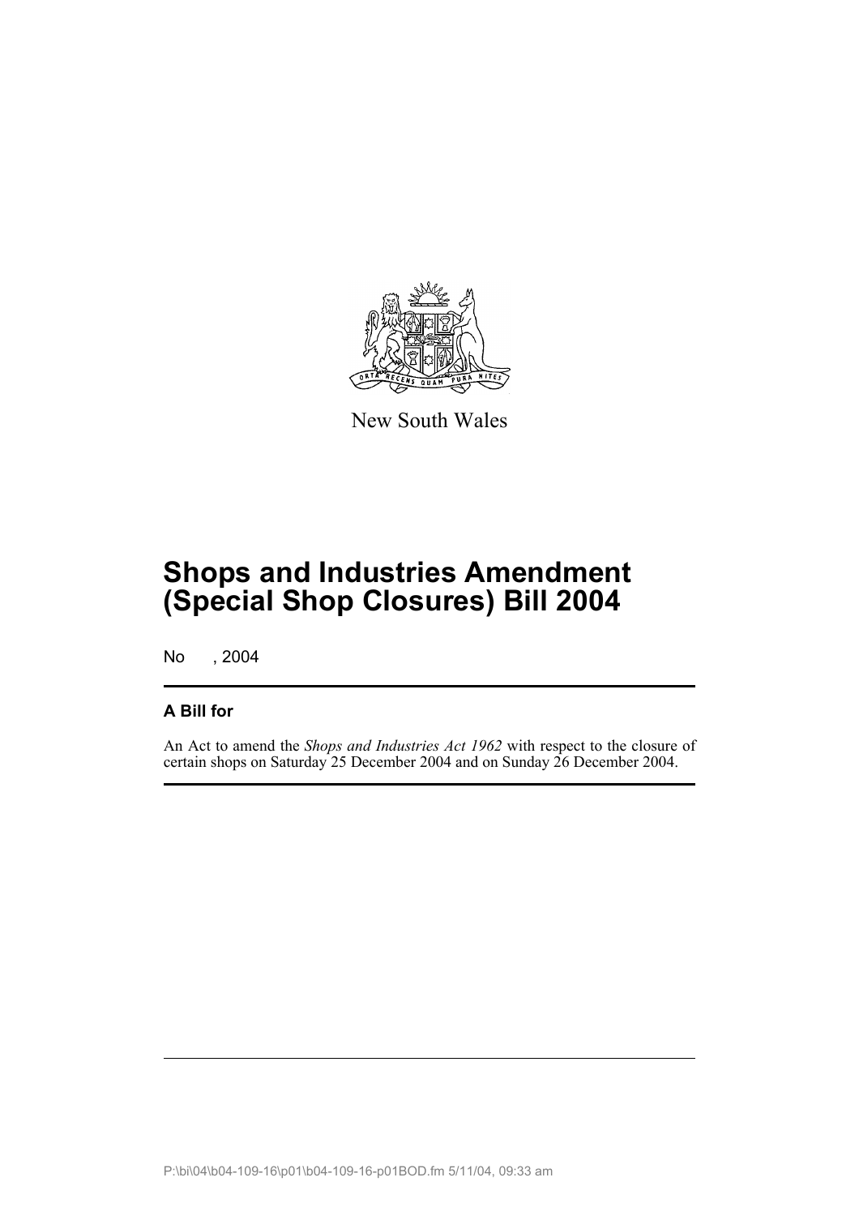New South Wales

# Shops and Industries Amendment (Special Shop Closures) Bill 2004

No , 2004

## A Bill for

An Act to amend the *Shops and Industries Act 1962* with respect to the closure of certain shops on Saturday 25 December 2004 and on Sunday 26 December 2004.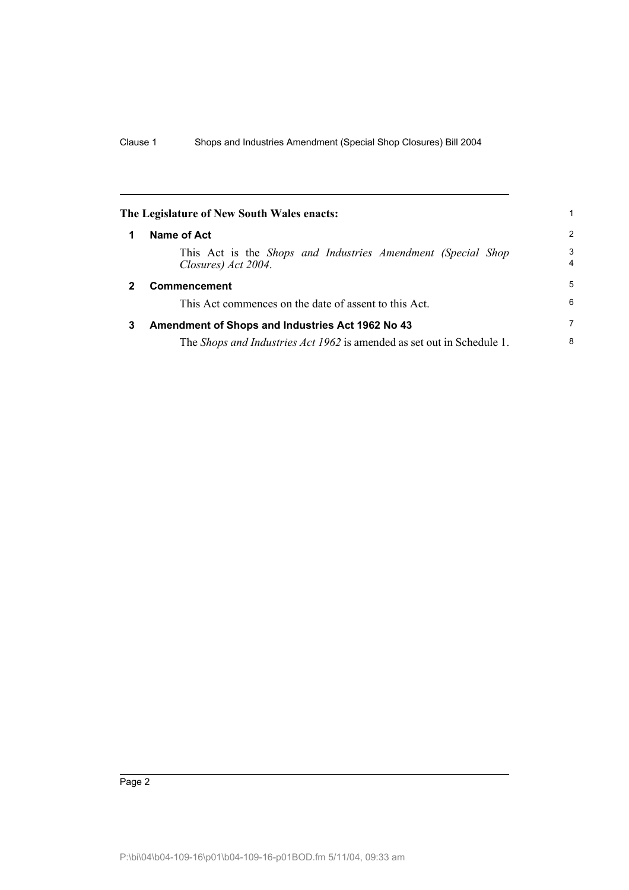**The Legislature of New South Wales enacts:**

## 1 Name of Act

This Act is the *Shops and Industries Amendment (Special Shop Closures) Act 2004*.

## 2 Commencement

This Act commences on the date of assent to this Act.

## 3 Amendment of Shops and Industries Act 1962 No 43

The *Shops and Industries Act 1962* is amended as set out in Schedule 1.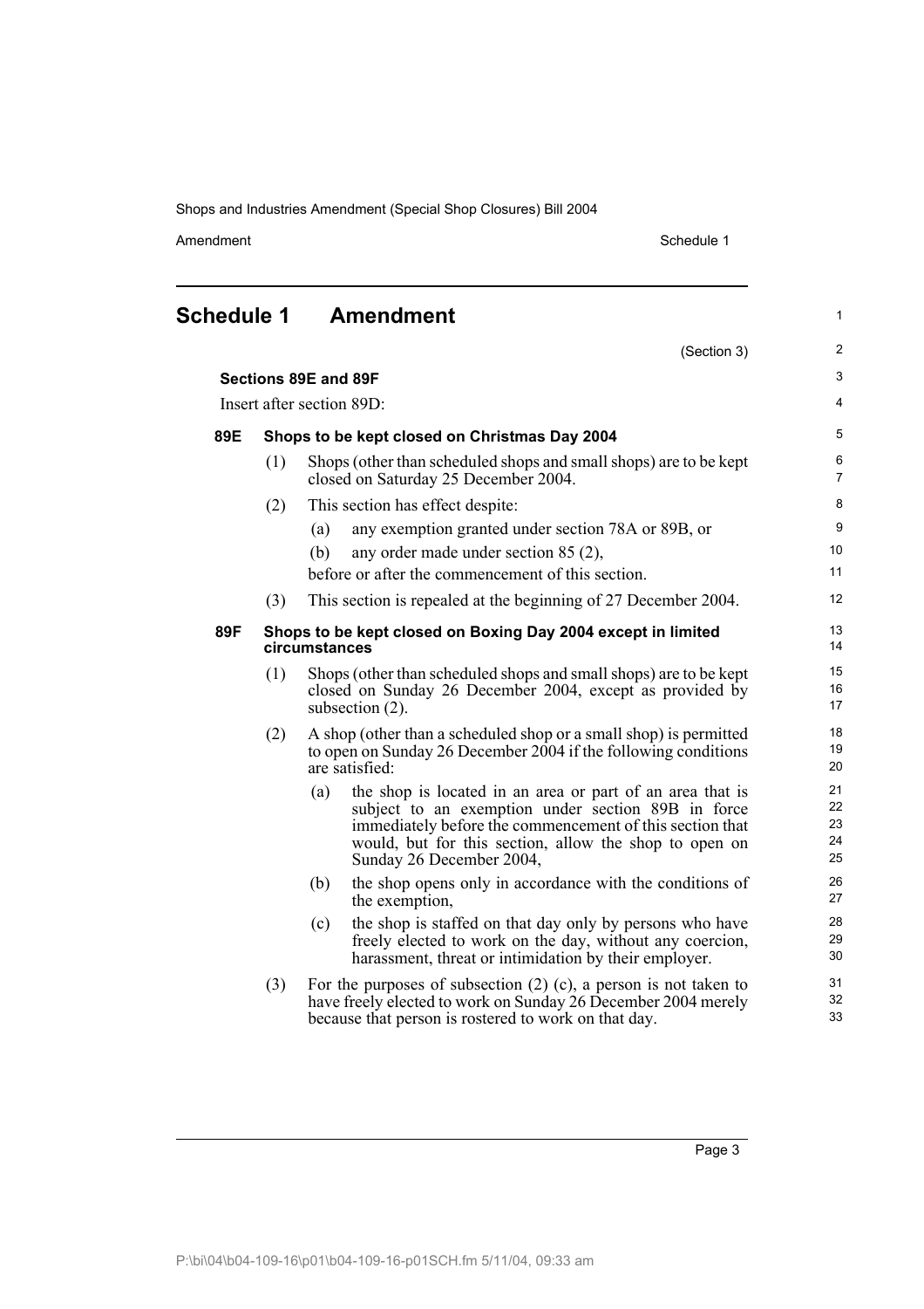# Schedule 1 Amendment

(Section 3)

**Sections 89E and 89F**

Insert after section 89D:

### 89E Shops to be kept closed on Christmas Day 2004

(1) Shops (other than scheduled shops and small shops) are to be kept closed on Saturday 25 December 2004.

(2) This section has effect despite:

- (a) any exemption granted under section 78A or 89B, or
- (b) any order made under section 85 (2),

before or after the commencement of this section.

(3) This section is repealed at the beginning of 27 December 2004.

### 89F Shops to be kept closed on Boxing Day 2004 except in limited circumstances

(1) Shops (other than scheduled shops and small shops) are to be kept closed on Sunday 26 December 2004, except as provided by subsection (2).

(2) A shop (other than a scheduled shop or a small shop) is permitted to open on Sunday 26 December 2004 if the following conditions are satisfied:

- (a) the shop is located in an area or part of an area that is subject to an exemption under section 89B in force immediately before the commencement of this section that would, but for this section, allow the shop to open on Sunday 26 December 2004,
- (b) the shop opens only in accordance with the conditions of the exemption,
- (c) the shop is staffed on that day only by persons who have freely elected to work on the day, without any coercion, harassment, threat or intimidation by their employer.

(3) For the purposes of subsection (2) (c), a person is not taken to have freely elected to work on Sunday 26 December 2004 merely because that person is rostered to work on that day.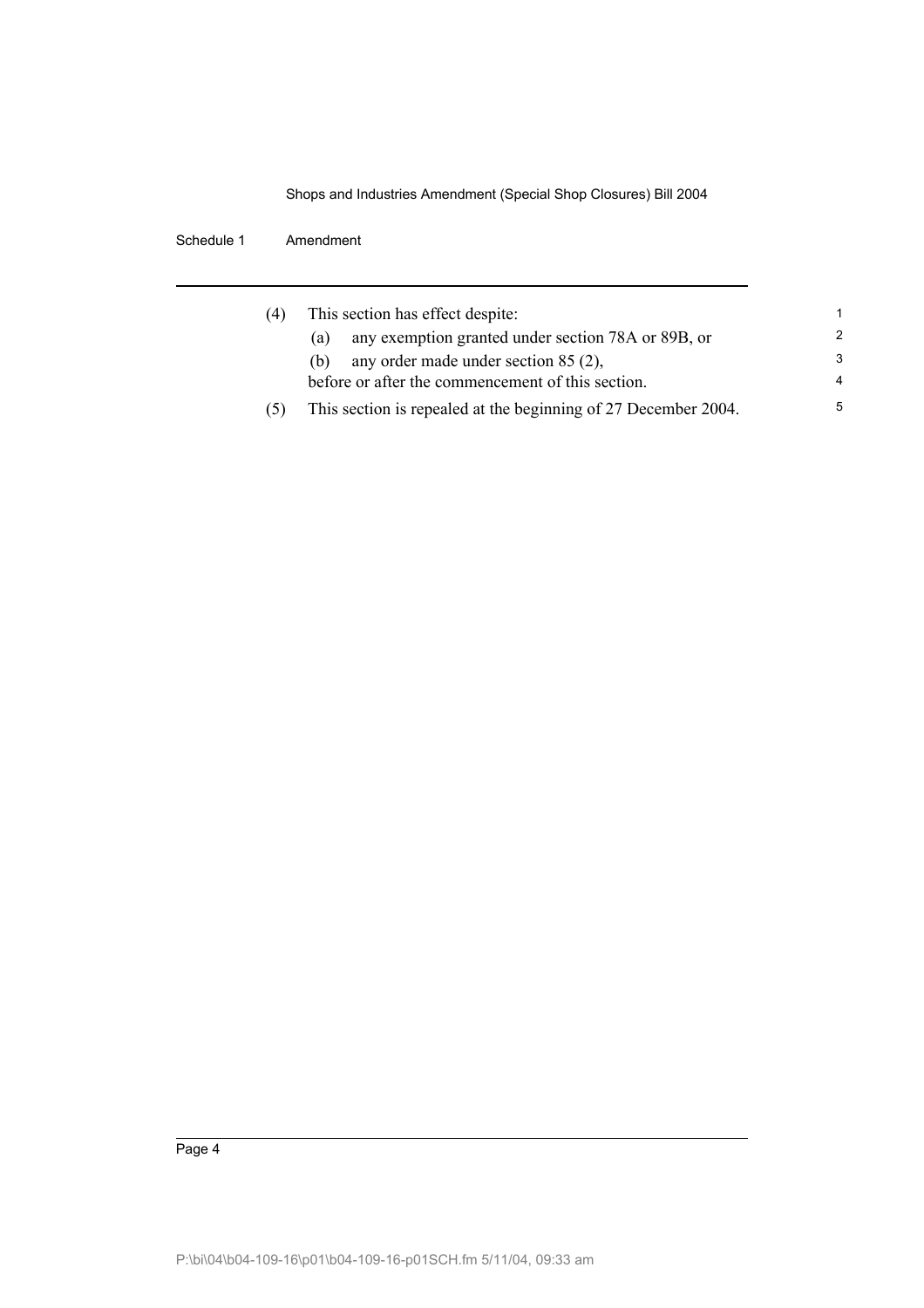(4) This section has effect despite:

(a) any exemption granted under section 78A or 89B, or

(b) any order made under section 85 (2),

before or after the commencement of this section.

(5) This section is repealed at the beginning of 27 December 2004.